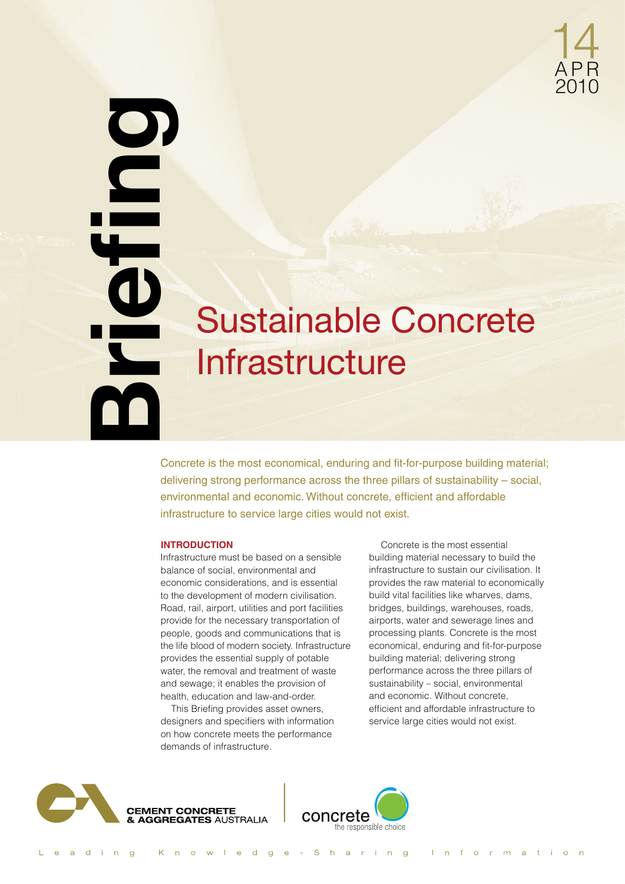Briefing

14 APR 2010

# Sustainable Concrete Infrastructure

Concrete is the most economical, enduring and fit-for-purpose building material; delivering strong performance across the three pillars of sustainability – social, environmental and economic. Without concrete, efficient and affordable infrastructure to service large cities would not exist.

## INTRODUCTION

Infrastructure must be based on a sensible balance of social, environmental and economic considerations, and is essential to the development of modern civilisation. Road, rail, airport, utilities and port facilities provide for the necessary transportation of people, goods and communications that is the life blood of modern society. Infrastructure provides the essential supply of potable water, the removal and treatment of waste and sewage; it enables the provision of health, education and law-and-order.

This Briefing provides asset owners, designers and specifiers with information on how concrete meets the performance demands of infrastructure.

Concrete is the most essential building material necessary to build the infrastructure to sustain our civilisation. It provides the raw material to economically build vital facilities like wharves, dams, bridges, buildings, warehouses, roads, airports, water and sewerage lines and processing plants. Concrete is the most economical, enduring and fit-for-purpose building material; delivering strong performance across the three pillars of sustainability – social, environmental and economic. Without concrete, efficient and affordable infrastructure to service large cities would not exist.

CEMENT CONCRETE & AGGREGATES AUSTRALIA

concrete the responsible choice

Leading Knowledge-Sharing Information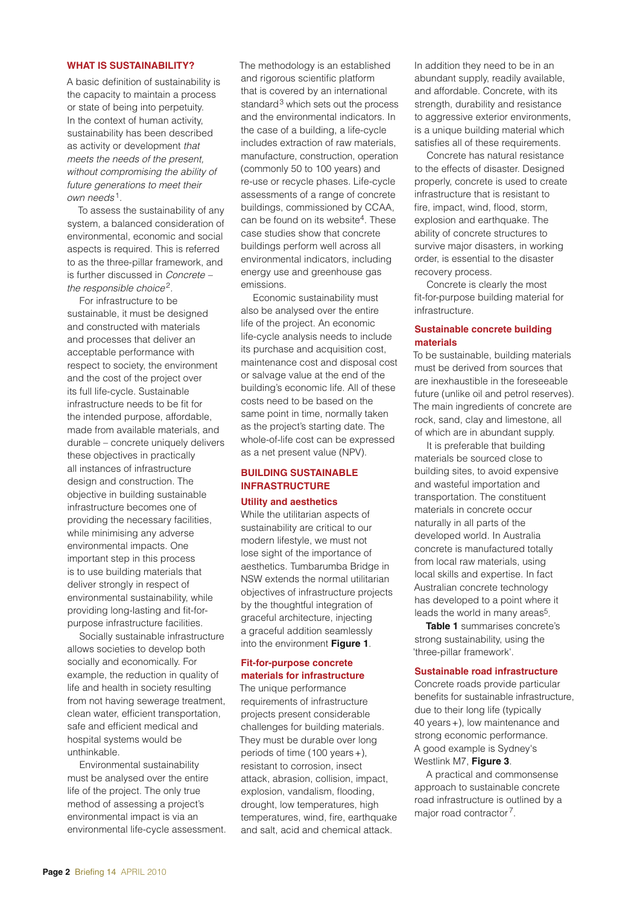## WHAT IS SUSTAINABILITY?

A basic definition of sustainability is the capacity to maintain a process or state of being into perpetuity. In the context of human activity, sustainability has been described as activity or development *that meets the needs of the present, without compromising the ability of future generations to meet their own needs*[1].

To assess the sustainability of any system, a balanced consideration of environmental, economic and social aspects is required. This is referred to as the three-pillar framework, and is further discussed in *Concrete – the responsible choice*[2].

For infrastructure to be sustainable, it must be designed and constructed with materials and processes that deliver an acceptable performance with respect to society, the environment and the cost of the project over its full life-cycle. Sustainable infrastructure needs to be fit for the intended purpose, affordable, made from available materials, and durable – concrete uniquely delivers these objectives in practically all instances of infrastructure design and construction. The objective in building sustainable infrastructure becomes one of providing the necessary facilities, while minimising any adverse environmental impacts. One important step in this process is to use building materials that deliver strongly in respect of environmental sustainability, while providing long-lasting and fit-for-purpose infrastructure facilities.

Socially sustainable infrastructure allows societies to develop both socially and economically. For example, the reduction in quality of life and health in society resulting from not having sewerage treatment, clean water, efficient transportation, safe and efficient medical and hospital systems would be unthinkable.

Environmental sustainability must be analysed over the entire life of the project. The only true method of assessing a project's environmental impact is via an environmental life-cycle assessment. The methodology is an established and rigorous scientific platform that is covered by an international standard[3] which sets out the process and the environmental indicators. In the case of a building, a life-cycle includes extraction of raw materials, manufacture, construction, operation (commonly 50 to 100 years) and re-use or recycle phases. Life-cycle assessments of a range of concrete buildings, commissioned by CCAA, can be found on its website[4]. These case studies show that concrete buildings perform well across all environmental indicators, including energy use and greenhouse gas emissions.

Economic sustainability must also be analysed over the entire life of the project. An economic life-cycle analysis needs to include its purchase and acquisition cost, maintenance cost and disposal cost or salvage value at the end of the building's economic life. All of these costs need to be based on the same point in time, normally taken as the project's starting date. The whole-of-life cost can be expressed as a net present value (NPV).

## BUILDING SUSTAINABLE INFRASTRUCTURE

### Utility and aesthetics

While the utilitarian aspects of sustainability are critical to our modern lifestyle, we must not lose sight of the importance of aesthetics. Tumbarumba Bridge in NSW extends the normal utilitarian objectives of infrastructure projects by the thoughtful integration of graceful architecture, injecting a graceful addition seamlessly into the environment **Figure 1**.

### Fit-for-purpose concrete materials for infrastructure

The unique performance requirements of infrastructure projects present considerable challenges for building materials. They must be durable over long periods of time (100 years+), resistant to corrosion, insect attack, abrasion, collision, impact, explosion, vandalism, flooding, drought, low temperatures, high temperatures, wind, fire, earthquake and salt, acid and chemical attack. In addition they need to be in an abundant supply, readily available, and affordable. Concrete, with its strength, durability and resistance to aggressive exterior environments, is a unique building material which satisfies all of these requirements.

Concrete has natural resistance to the effects of disaster. Designed properly, concrete is used to create infrastructure that is resistant to fire, impact, wind, flood, storm, explosion and earthquake. The ability of concrete structures to survive major disasters, in working order, is essential to the disaster recovery process.

Concrete is clearly the most fit-for-purpose building material for infrastructure.

### Sustainable concrete building materials

To be sustainable, building materials must be derived from sources that are inexhaustible in the foreseeable future (unlike oil and petrol reserves). The main ingredients of concrete are rock, sand, clay and limestone, all of which are in abundant supply.

It is preferable that building materials be sourced close to building sites, to avoid expensive and wasteful importation and transportation. The constituent materials in concrete occur naturally in all parts of the developed world. In Australia concrete is manufactured totally from local raw materials, using local skills and expertise. In fact Australian concrete technology has developed to a point where it leads the world in many areas[5].

**Table 1** summarises concrete's strong sustainability, using the 'three-pillar framework'.

### Sustainable road infrastructure

Concrete roads provide particular benefits for sustainable infrastructure, due to their long life (typically 40 years+), low maintenance and strong economic performance. A good example is Sydney's Westlink M7, **Figure 3**.

A practical and commonsense approach to sustainable concrete road infrastructure is outlined by a major road contractor[7].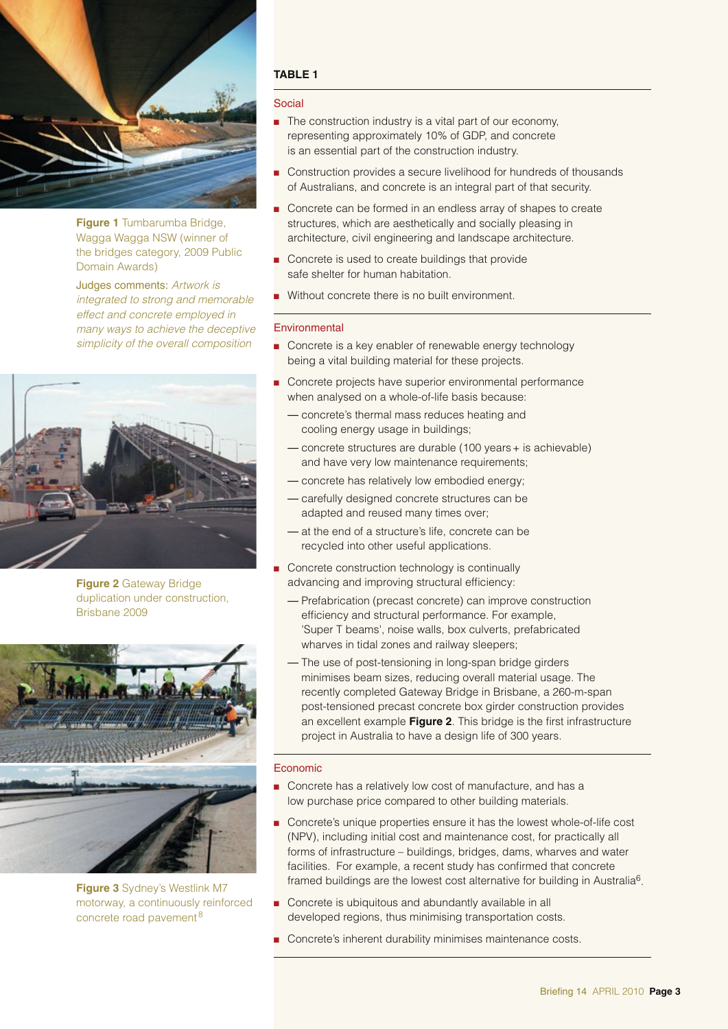Figure 1 Tumbarumba Bridge, Wagga Wagga NSW (winner of the bridges category, 2009 Public Domain Awards)

Judges comments: *Artwork is integrated to strong and memorable effect and concrete employed in many ways to achieve the deceptive simplicity of the overall composition*

Figure 2 Gateway Bridge duplication under construction, Brisbane 2009

Figure 3 Sydney's Westlink M7 motorway, a continuously reinforced concrete road pavement[8]

**TABLE 1**

### Social

- The construction industry is a vital part of our economy, representing approximately 10% of GDP, and concrete is an essential part of the construction industry.
- Construction provides a secure livelihood for hundreds of thousands of Australians, and concrete is an integral part of that security.
- Concrete can be formed in an endless array of shapes to create structures, which are aesthetically and socially pleasing in architecture, civil engineering and landscape architecture.
- Concrete is used to create buildings that provide safe shelter for human habitation.
- Without concrete there is no built environment.

### Environmental

- Concrete is a key enabler of renewable energy technology being a vital building material for these projects.
- Concrete projects have superior environmental performance when analysed on a whole-of-life basis because:
  - concrete's thermal mass reduces heating and cooling energy usage in buildings;
  - concrete structures are durable (100 years + is achievable) and have very low maintenance requirements;
  - concrete has relatively low embodied energy;
  - carefully designed concrete structures can be adapted and reused many times over;
  - at the end of a structure's life, concrete can be recycled into other useful applications.
- Concrete construction technology is continually advancing and improving structural efficiency:
  - Prefabrication (precast concrete) can improve construction efficiency and structural performance. For example, 'Super T beams', noise walls, box culverts, prefabricated wharves in tidal zones and railway sleepers;
  - The use of post-tensioning in long-span bridge girders minimises beam sizes, reducing overall material usage. The recently completed Gateway Bridge in Brisbane, a 260-m-span post-tensioned precast concrete box girder construction provides an excellent example **Figure 2**. This bridge is the first infrastructure project in Australia to have a design life of 300 years.

### Economic

- Concrete has a relatively low cost of manufacture, and has a low purchase price compared to other building materials.
- Concrete's unique properties ensure it has the lowest whole-of-life cost (NPV), including initial cost and maintenance cost, for practically all forms of infrastructure – buildings, bridges, dams, wharves and water facilities. For example, a recent study has confirmed that concrete framed buildings are the lowest cost alternative for building in Australia[6].
- Concrete is ubiquitous and abundantly available in all developed regions, thus minimising transportation costs.
- Concrete's inherent durability minimises maintenance costs.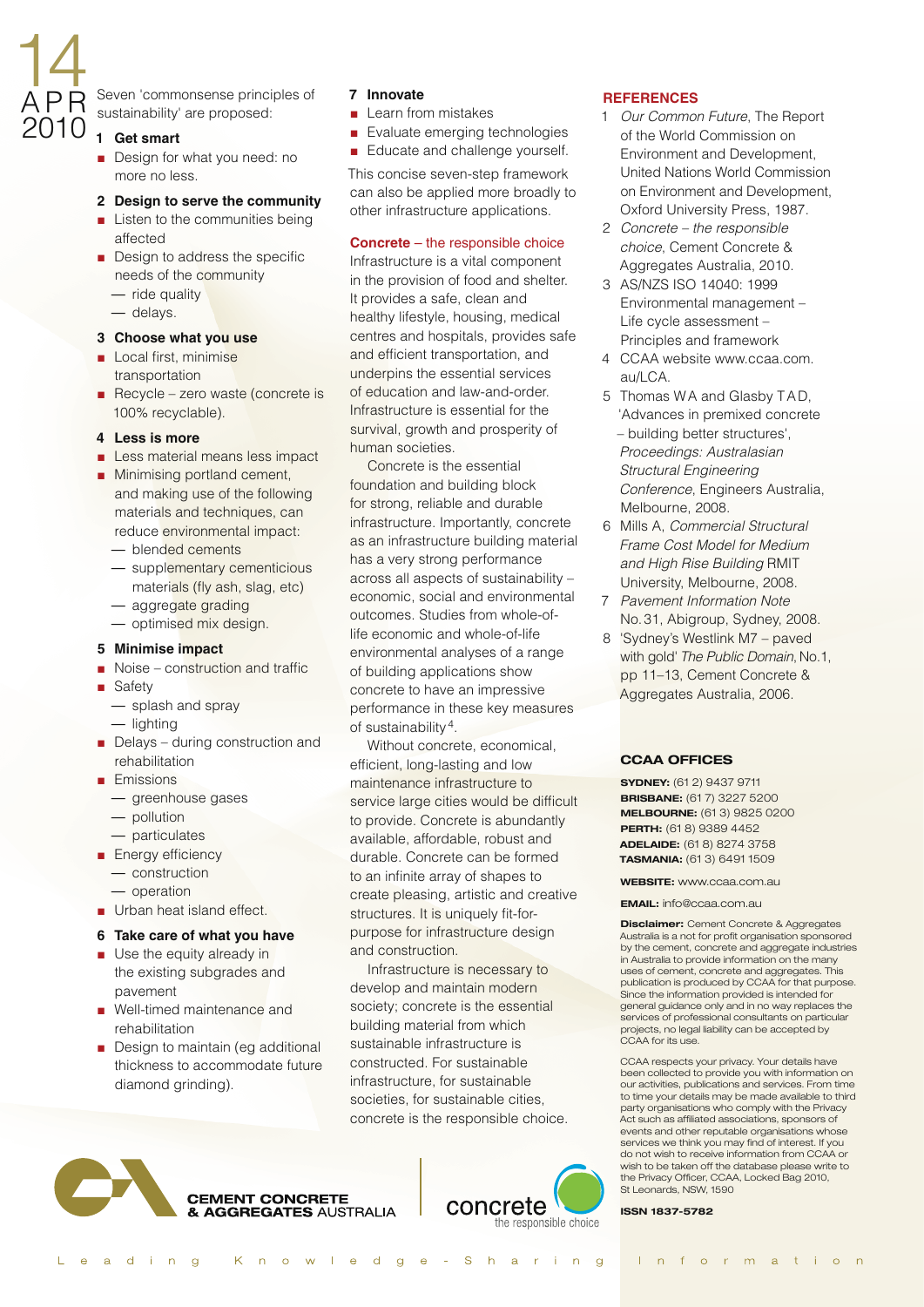Seven 'commonsense principles of sustainability' are proposed:

**1 Get smart**

- Design for what you need: no more no less.

**2 Design to serve the community**

- Listen to the communities being affected
- Design to address the specific needs of the community
  - ride quality
  - delays.

**3 Choose what you use**

- Local first, minimise transportation
- Recycle – zero waste (concrete is 100% recyclable).

**4 Less is more**

- Less material means less impact
- Minimising portland cement, and making use of the following materials and techniques, can reduce environmental impact:
  - blended cements
  - supplementary cementicious materials (fly ash, slag, etc)
  - aggregate grading
  - optimised mix design.

**5 Minimise impact**

- Noise – construction and traffic
- Safety
  - splash and spray
  - lighting
- Delays – during construction and rehabilitation
- Emissions
  - greenhouse gases
  - pollution
  - particulates
- Energy efficiency
  - construction
  - operation
- Urban heat island effect.

**6 Take care of what you have**

- Use the equity already in the existing subgrades and pavement
- Well-timed maintenance and rehabilitation
- Design to maintain (eg additional thickness to accommodate future diamond grinding).

**7 Innovate**

- Learn from mistakes
- Evaluate emerging technologies
- Educate and challenge yourself.

This concise seven-step framework can also be applied more broadly to other infrastructure applications.

## Concrete – the responsible choice

Infrastructure is a vital component in the provision of food and shelter. It provides a safe, clean and healthy lifestyle, housing, medical centres and hospitals, provides safe and efficient transportation, and underpins the essential services of education and law-and-order. Infrastructure is essential for the survival, growth and prosperity of human societies.

Concrete is the essential foundation and building block for strong, reliable and durable infrastructure. Importantly, concrete as an infrastructure building material has a very strong performance across all aspects of sustainability – economic, social and environmental outcomes. Studies from whole-of-life economic and whole-of-life environmental analyses of a range of building applications show concrete to have an impressive performance in these key measures of sustainability[4].

Without concrete, economical, efficient, long-lasting and low maintenance infrastructure to service large cities would be difficult to provide. Concrete is abundantly available, affordable, robust and durable. Concrete can be formed to an infinite array of shapes to create pleasing, artistic and creative structures. It is uniquely fit-for-purpose for infrastructure design and construction.

Infrastructure is necessary to develop and maintain modern society; concrete is the essential building material from which sustainable infrastructure is constructed. For sustainable infrastructure, for sustainable societies, for sustainable cities, concrete is the responsible choice.

## REFERENCES

1. *Our Common Future*, The Report of the World Commission on Environment and Development, United Nations World Commission on Environment and Development, Oxford University Press, 1987.
2. *Concrete – the responsible choice*, Cement Concrete & Aggregates Australia, 2010.
3. AS/NZS ISO 14040: 1999 Environmental management – Life cycle assessment – Principles and framework
4. CCAA website www.ccaa.com.au/LCA.
5. Thomas WA and Glasby TAD, 'Advances in premixed concrete – building better structures', *Proceedings: Australasian Structural Engineering Conference*, Engineers Australia, Melbourne, 2008.
6. Mills A, *Commercial Structural Frame Cost Model for Medium and High Rise Building* RMIT University, Melbourne, 2008.
7. *Pavement Information Note* No. 31, Abigroup, Sydney, 2008.
8. 'Sydney's Westlink M7 – paved with gold' *The Public Domain*, No.1, pp 11–13, Cement Concrete & Aggregates Australia, 2006.

## CCAA OFFICES

**SYDNEY:** (61 2) 9437 9711
**BRISBANE:** (61 7) 3227 5200
**MELBOURNE:** (61 3) 9825 0200
**PERTH:** (61 8) 9389 4452
**ADELAIDE:** (61 8) 8274 3758
**TASMANIA:** (61 3) 6491 1509

**WEBSITE:** www.ccaa.com.au

**EMAIL:** info@ccaa.com.au

**Disclaimer:** Cement Concrete & Aggregates Australia is a not for profit organisation sponsored by the cement, concrete and aggregate industries in Australia to provide information on the many uses of cement, concrete and aggregates. This publication is produced by CCAA for that purpose. Since the information provided is intended for general guidance only and in no way replaces the services of professional consultants on particular projects, no legal liability can be accepted by CCAA for its use.

CCAA respects your privacy. Your details have been collected to provide you with information on our activities, publications and services. From time to time your details may be made available to third party organisations who comply with the Privacy Act such as affiliated associations, sponsors of events and other reputable organisations whose services we think you may find of interest. If you do not wish to receive information from CCAA or wish to be taken off the database please write to the Privacy Officer, CCAA, Locked Bag 2010, St Leonards, NSW, 1590

**ISSN 1837-5782**

**CEMENT CONCRETE & AGGREGATES AUSTRALIA**

concrete – the responsible choice

Leading Knowledge-Sharing Information